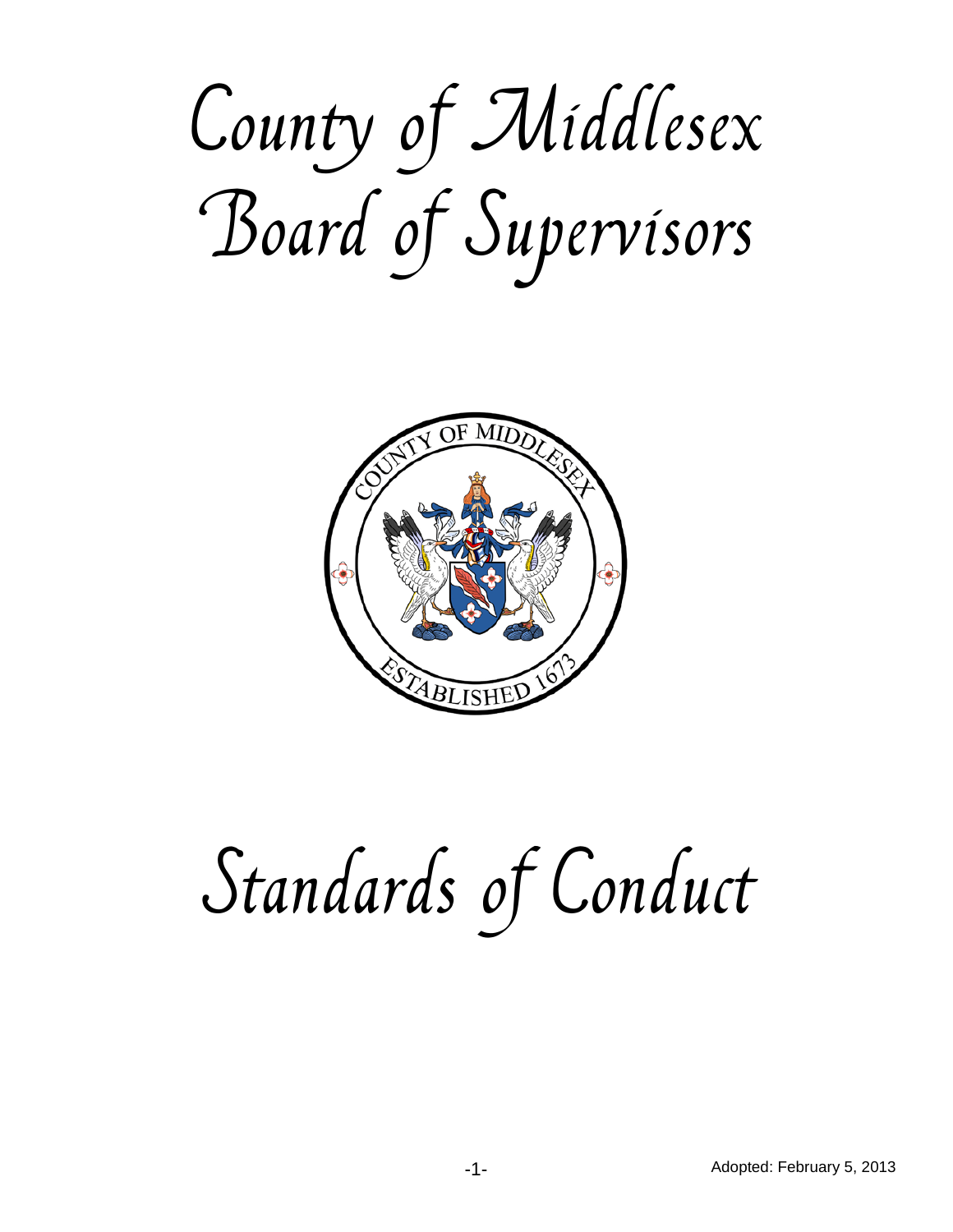# County of Middlesex Board of Supervisors

# Standards of Conduct

Adopted: February 5, 2013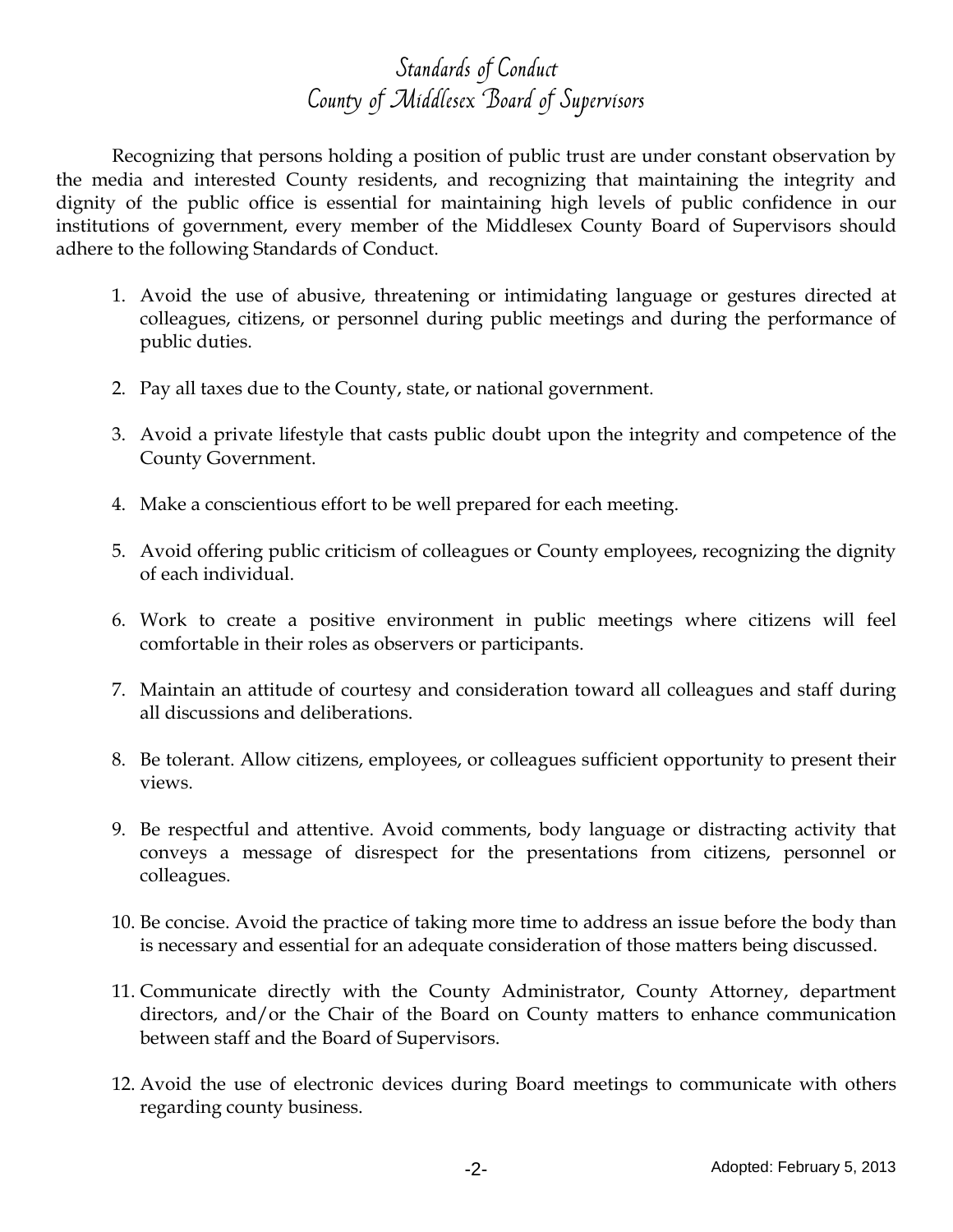# Standards of Conduct
# County of Middlesex Board of Supervisors

Recognizing that persons holding a position of public trust are under constant observation by the media and interested County residents, and recognizing that maintaining the integrity and dignity of the public office is essential for maintaining high levels of public confidence in our institutions of government, every member of the Middlesex County Board of Supervisors should adhere to the following Standards of Conduct.

1. Avoid the use of abusive, threatening or intimidating language or gestures directed at colleagues, citizens, or personnel during public meetings and during the performance of public duties.

2. Pay all taxes due to the County, state, or national government.

3. Avoid a private lifestyle that casts public doubt upon the integrity and competence of the County Government.

4. Make a conscientious effort to be well prepared for each meeting.

5. Avoid offering public criticism of colleagues or County employees, recognizing the dignity of each individual.

6. Work to create a positive environment in public meetings where citizens will feel comfortable in their roles as observers or participants.

7. Maintain an attitude of courtesy and consideration toward all colleagues and staff during all discussions and deliberations.

8. Be tolerant. Allow citizens, employees, or colleagues sufficient opportunity to present their views.

9. Be respectful and attentive. Avoid comments, body language or distracting activity that conveys a message of disrespect for the presentations from citizens, personnel or colleagues.

10. Be concise. Avoid the practice of taking more time to address an issue before the body than is necessary and essential for an adequate consideration of those matters being discussed.

11. Communicate directly with the County Administrator, County Attorney, department directors, and/or the Chair of the Board on County matters to enhance communication between staff and the Board of Supervisors.

12. Avoid the use of electronic devices during Board meetings to communicate with others regarding county business.

Adopted: February 5, 2013